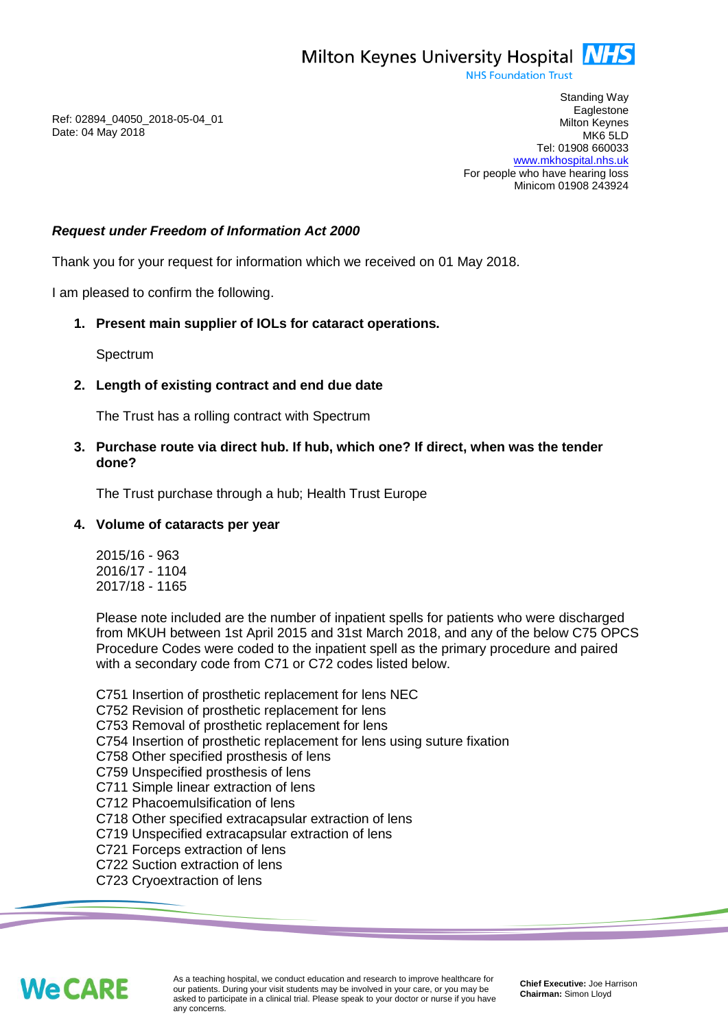Milton Keynes University Hospital NHS
NHS Foundation Trust

Ref: 02894_04050_2018-05-04_01
Date: 04 May 2018

Standing Way
Eaglestone
Milton Keynes
MK6 5LD
Tel: 01908 660033
www.mkhospital.nhs.uk
For people who have hearing loss
Minicom 01908 243924

***Request under Freedom of Information Act 2000***

Thank you for your request for information which we received on 01 May 2018.

I am pleased to confirm the following.

1. **Present main supplier of IOLs for cataract operations.**

   Spectrum

2. **Length of existing contract and end due date**

   The Trust has a rolling contract with Spectrum

3. **Purchase route via direct hub. If hub, which one? If direct, when was the tender done?**

   The Trust purchase through a hub; Health Trust Europe

4. **Volume of cataracts per year**

   2015/16 - 963
   2016/17 - 1104
   2017/18 - 1165

   Please note included are the number of inpatient spells for patients who were discharged from MKUH between 1st April 2015 and 31st March 2018, and any of the below C75 OPCS Procedure Codes were coded to the inpatient spell as the primary procedure and paired with a secondary code from C71 or C72 codes listed below.

   C751 Insertion of prosthetic replacement for lens NEC
   C752 Revision of prosthetic replacement for lens
   C753 Removal of prosthetic replacement for lens
   C754 Insertion of prosthetic replacement for lens using suture fixation
   C758 Other specified prosthesis of lens
   C759 Unspecified prosthesis of lens
   C711 Simple linear extraction of lens
   C712 Phacoemulsification of lens
   C718 Other specified extracapsular extraction of lens
   C719 Unspecified extracapsular extraction of lens
   C721 Forceps extraction of lens
   C722 Suction extraction of lens
   C723 Cryoextraction of lens

We CARE

As a teaching hospital, we conduct education and research to improve healthcare for our patients. During your visit students may be involved in your care, or you may be asked to participate in a clinical trial. Please speak to your doctor or nurse if you have any concerns.

**Chief Executive:** Joe Harrison
**Chairman:** Simon Lloyd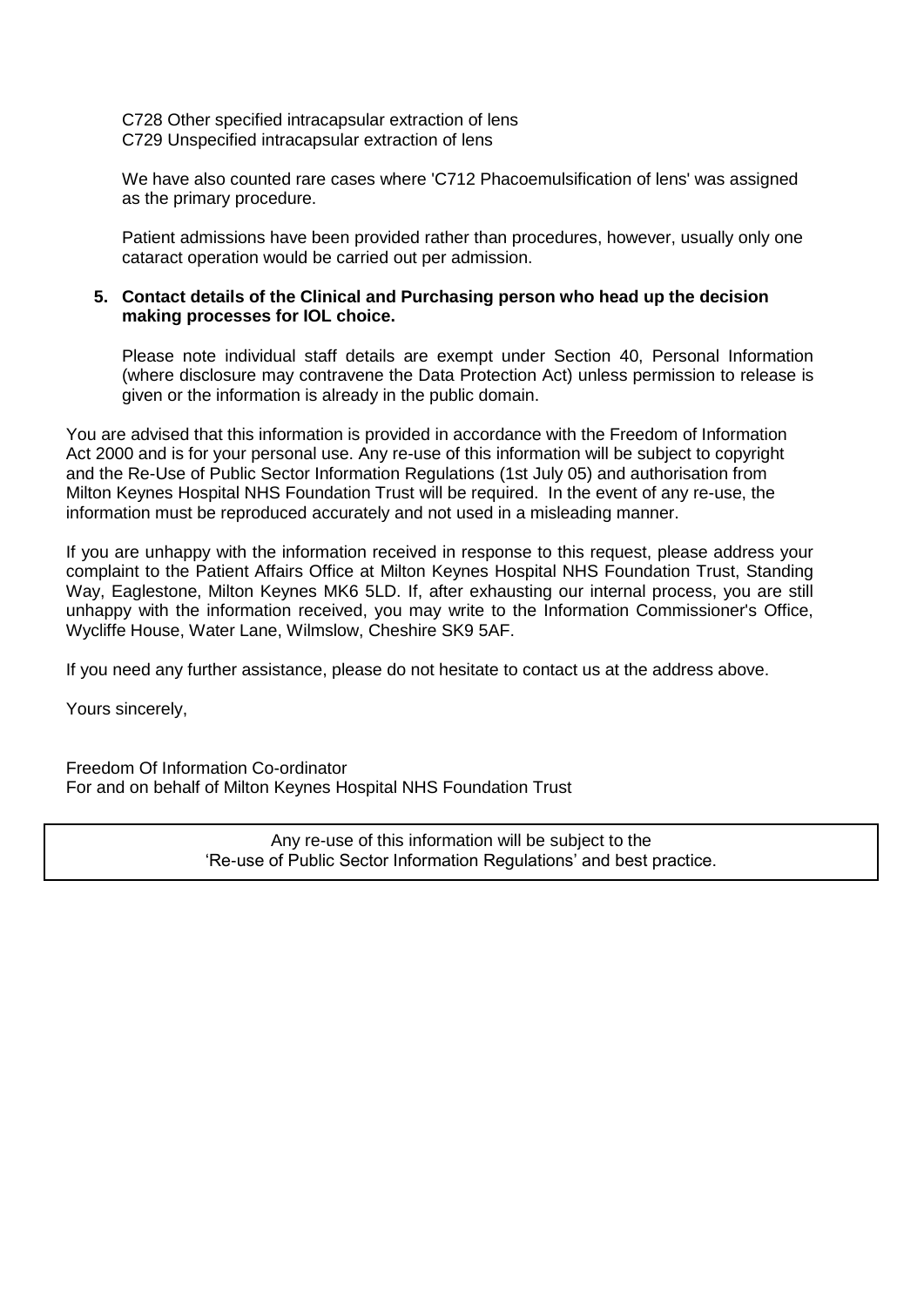C728 Other specified intracapsular extraction of lens
C729 Unspecified intracapsular extraction of lens

We have also counted rare cases where 'C712 Phacoemulsification of lens' was assigned as the primary procedure.

Patient admissions have been provided rather than procedures, however, usually only one cataract operation would be carried out per admission.

5. **Contact details of the Clinical and Purchasing person who head up the decision making processes for IOL choice.**

   Please note individual staff details are exempt under Section 40, Personal Information (where disclosure may contravene the Data Protection Act) unless permission to release is given or the information is already in the public domain.

You are advised that this information is provided in accordance with the Freedom of Information Act 2000 and is for your personal use. Any re-use of this information will be subject to copyright and the Re-Use of Public Sector Information Regulations (1st July 05) and authorisation from Milton Keynes Hospital NHS Foundation Trust will be required. In the event of any re-use, the information must be reproduced accurately and not used in a misleading manner.

If you are unhappy with the information received in response to this request, please address your complaint to the Patient Affairs Office at Milton Keynes Hospital NHS Foundation Trust, Standing Way, Eaglestone, Milton Keynes MK6 5LD. If, after exhausting our internal process, you are still unhappy with the information received, you may write to the Information Commissioner's Office, Wycliffe House, Water Lane, Wilmslow, Cheshire SK9 5AF.

If you need any further assistance, please do not hesitate to contact us at the address above.

Yours sincerely,

Freedom Of Information Co-ordinator
For and on behalf of Milton Keynes Hospital NHS Foundation Trust

Any re-use of this information will be subject to the
'Re-use of Public Sector Information Regulations' and best practice.